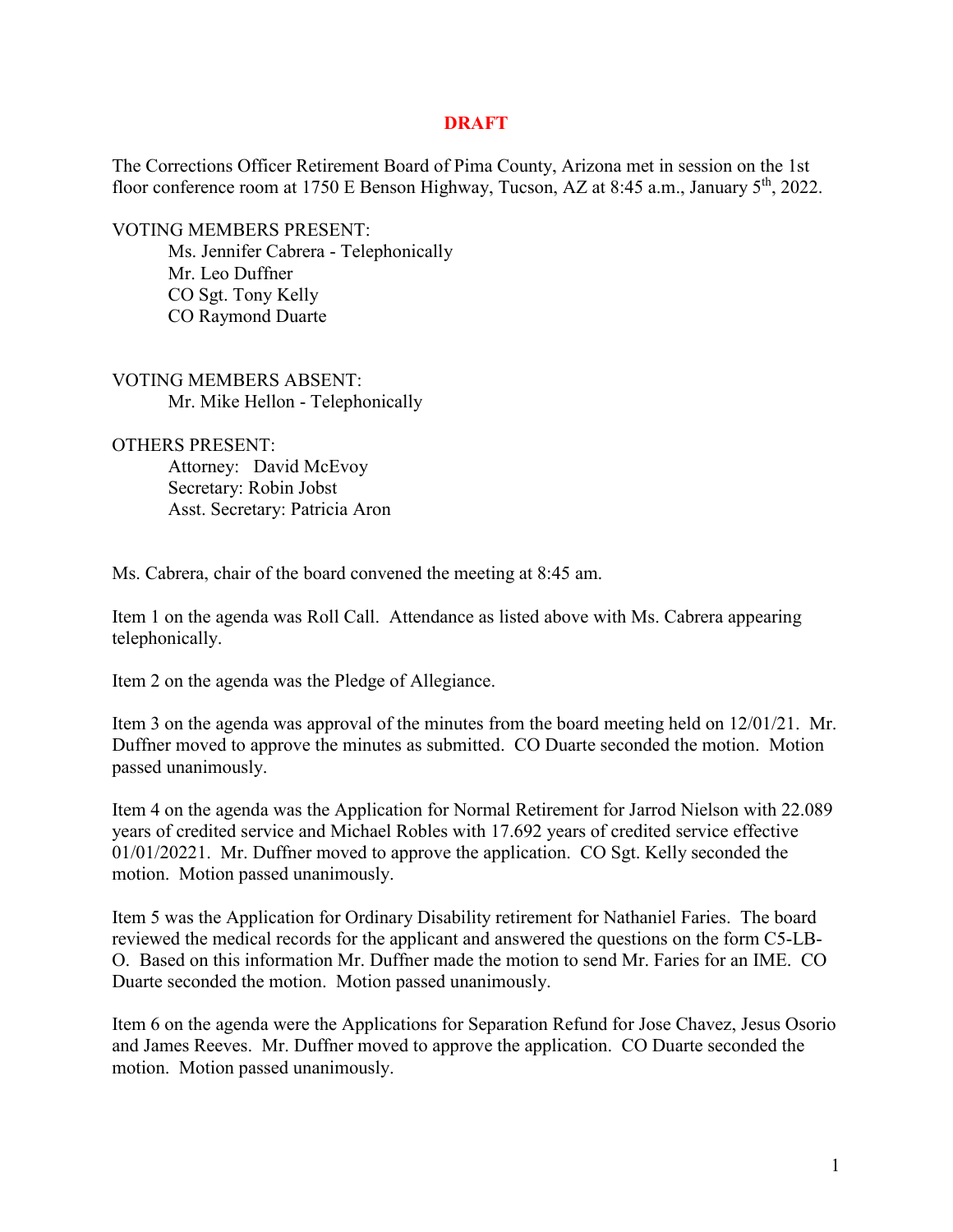**DRAFT**

The Corrections Officer Retirement Board of Pima County, Arizona met in session on the 1st floor conference room at 1750 E Benson Highway, Tucson, AZ at 8:45 a.m., January 5th, 2022.

VOTING MEMBERS PRESENT:

- Ms. Jennifer Cabrera - Telephonically
- Mr. Leo Duffner
- CO Sgt. Tony Kelly
- CO Raymond Duarte

VOTING MEMBERS ABSENT:

- Mr. Mike Hellon - Telephonically

OTHERS PRESENT:

- Attorney: David McEvoy
- Secretary: Robin Jobst
- Asst. Secretary: Patricia Aron

Ms. Cabrera, chair of the board convened the meeting at 8:45 am.

Item 1 on the agenda was Roll Call. Attendance as listed above with Ms. Cabrera appearing telephonically.

Item 2 on the agenda was the Pledge of Allegiance.

Item 3 on the agenda was approval of the minutes from the board meeting held on 12/01/21. Mr. Duffner moved to approve the minutes as submitted. CO Duarte seconded the motion. Motion passed unanimously.

Item 4 on the agenda was the Application for Normal Retirement for Jarrod Nielson with 22.089 years of credited service and Michael Robles with 17.692 years of credited service effective 01/01/20221. Mr. Duffner moved to approve the application. CO Sgt. Kelly seconded the motion. Motion passed unanimously.

Item 5 was the Application for Ordinary Disability retirement for Nathaniel Faries. The board reviewed the medical records for the applicant and answered the questions on the form C5-LB-O. Based on this information Mr. Duffner made the motion to send Mr. Faries for an IME. CO Duarte seconded the motion. Motion passed unanimously.

Item 6 on the agenda were the Applications for Separation Refund for Jose Chavez, Jesus Osorio and James Reeves. Mr. Duffner moved to approve the application. CO Duarte seconded the motion. Motion passed unanimously.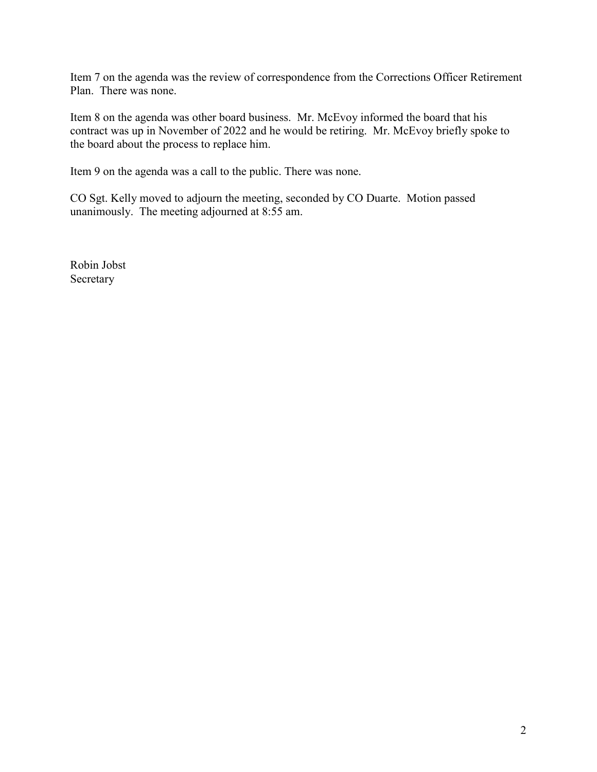Item 7 on the agenda was the review of correspondence from the Corrections Officer Retirement Plan. There was none.

Item 8 on the agenda was other board business. Mr. McEvoy informed the board that his contract was up in November of 2022 and he would be retiring. Mr. McEvoy briefly spoke to the board about the process to replace him.

Item 9 on the agenda was a call to the public. There was none.

CO Sgt. Kelly moved to adjourn the meeting, seconded by CO Duarte. Motion passed unanimously. The meeting adjourned at 8:55 am.

Robin Jobst
Secretary